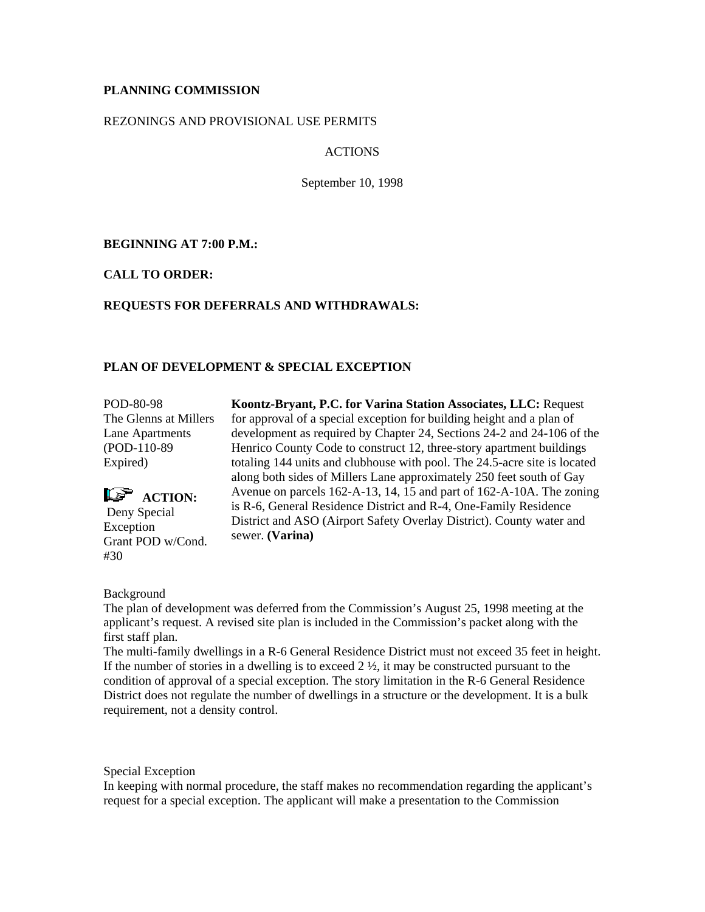**PLANNING COMMISSION**

REZONINGS AND PROVISIONAL USE PERMITS

ACTIONS

September 10, 1998

**BEGINNING AT 7:00 P.M.:**

**CALL TO ORDER:**

**REQUESTS FOR DEFERRALS AND WITHDRAWALS:**

**PLAN OF DEVELOPMENT & SPECIAL EXCEPTION**

POD-80-98
The Glenns at Millers Lane Apartments
(POD-110-89 Expired)

**ACTION:**
Deny Special Exception
Grant POD w/Cond. #30

**Koontz-Bryant, P.C. for Varina Station Associates, LLC:** Request for approval of a special exception for building height and a plan of development as required by Chapter 24, Sections 24-2 and 24-106 of the Henrico County Code to construct 12, three-story apartment buildings totaling 144 units and clubhouse with pool. The 24.5-acre site is located along both sides of Millers Lane approximately 250 feet south of Gay Avenue on parcels 162-A-13, 14, 15 and part of 162-A-10A. The zoning is R-6, General Residence District and R-4, One-Family Residence District and ASO (Airport Safety Overlay District). County water and sewer. **(Varina)**

Background
The plan of development was deferred from the Commission's August 25, 1998 meeting at the applicant's request. A revised site plan is included in the Commission's packet along with the first staff plan.
The multi-family dwellings in a R-6 General Residence District must not exceed 35 feet in height. If the number of stories in a dwelling is to exceed 2 ½, it may be constructed pursuant to the condition of approval of a special exception. The story limitation in the R-6 General Residence District does not regulate the number of dwellings in a structure or the development. It is a bulk requirement, not a density control.

Special Exception
In keeping with normal procedure, the staff makes no recommendation regarding the applicant's request for a special exception. The applicant will make a presentation to the Commission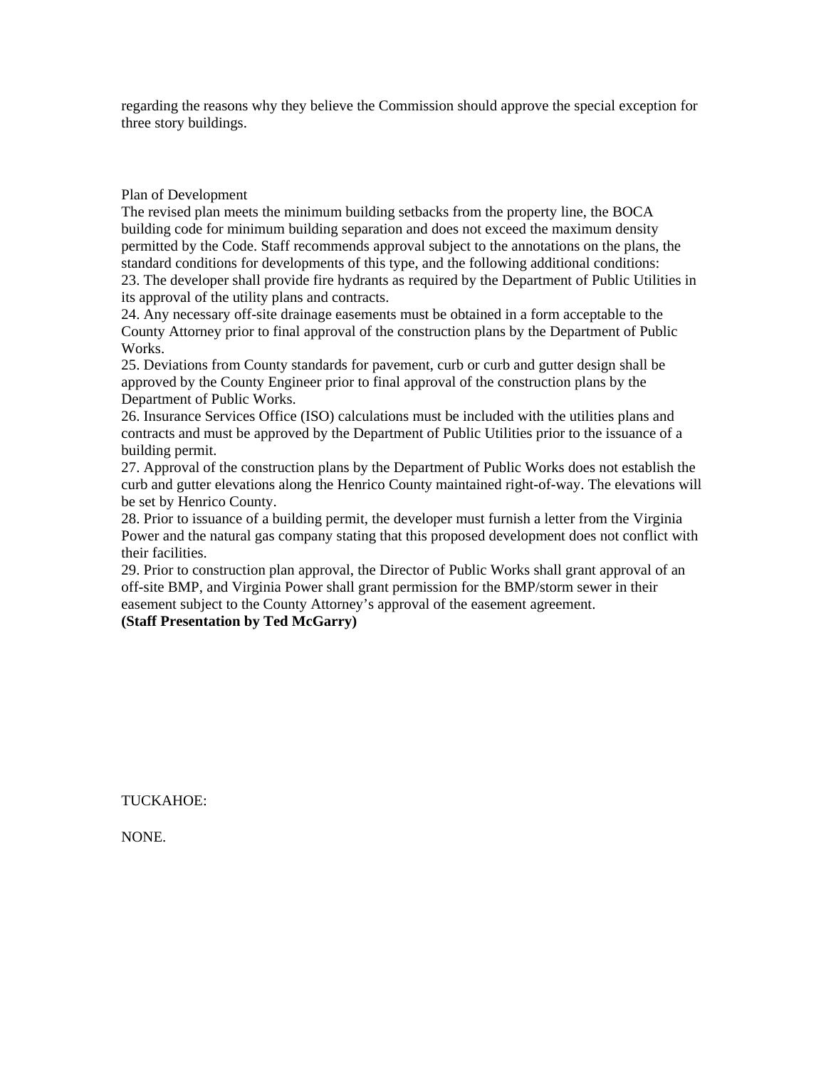regarding the reasons why they believe the Commission should approve the special exception for three story buildings.

Plan of Development

The revised plan meets the minimum building setbacks from the property line, the BOCA building code for minimum building separation and does not exceed the maximum density permitted by the Code. Staff recommends approval subject to the annotations on the plans, the standard conditions for developments of this type, and the following additional conditions:

23. The developer shall provide fire hydrants as required by the Department of Public Utilities in its approval of the utility plans and contracts.
24. Any necessary off-site drainage easements must be obtained in a form acceptable to the County Attorney prior to final approval of the construction plans by the Department of Public Works.
25. Deviations from County standards for pavement, curb or curb and gutter design shall be approved by the County Engineer prior to final approval of the construction plans by the Department of Public Works.
26. Insurance Services Office (ISO) calculations must be included with the utilities plans and contracts and must be approved by the Department of Public Utilities prior to the issuance of a building permit.
27. Approval of the construction plans by the Department of Public Works does not establish the curb and gutter elevations along the Henrico County maintained right-of-way. The elevations will be set by Henrico County.
28. Prior to issuance of a building permit, the developer must furnish a letter from the Virginia Power and the natural gas company stating that this proposed development does not conflict with their facilities.
29. Prior to construction plan approval, the Director of Public Works shall grant approval of an off-site BMP, and Virginia Power shall grant permission for the BMP/storm sewer in their easement subject to the County Attorney's approval of the easement agreement.

**(Staff Presentation by Ted McGarry)**

TUCKAHOE:

NONE.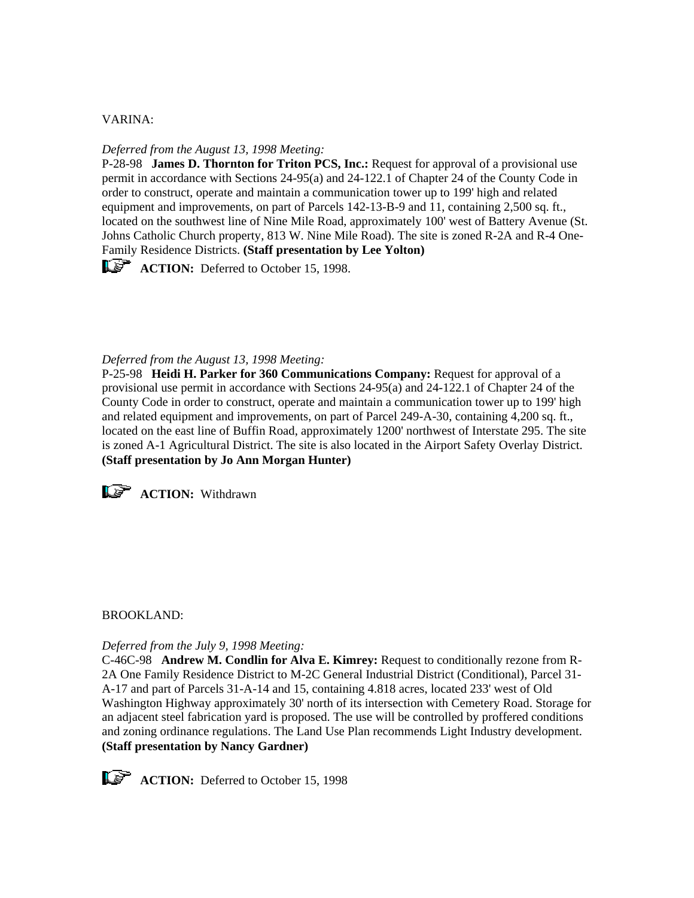VARINA:

*Deferred from the August 13, 1998 Meeting:*
P-28-98 **James D. Thornton for Triton PCS, Inc.:** Request for approval of a provisional use permit in accordance with Sections 24-95(a) and 24-122.1 of Chapter 24 of the County Code in order to construct, operate and maintain a communication tower up to 199' high and related equipment and improvements, on part of Parcels 142-13-B-9 and 11, containing 2,500 sq. ft., located on the southwest line of Nine Mile Road, approximately 100' west of Battery Avenue (St. Johns Catholic Church property, 813 W. Nine Mile Road). The site is zoned R-2A and R-4 One-Family Residence Districts. **(Staff presentation by Lee Yolton)**

**ACTION:** Deferred to October 15, 1998.

*Deferred from the August 13, 1998 Meeting:*
P-25-98 **Heidi H. Parker for 360 Communications Company:** Request for approval of a provisional use permit in accordance with Sections 24-95(a) and 24-122.1 of Chapter 24 of the County Code in order to construct, operate and maintain a communication tower up to 199' high and related equipment and improvements, on part of Parcel 249-A-30, containing 4,200 sq. ft., located on the east line of Buffin Road, approximately 1200' northwest of Interstate 295. The site is zoned A-1 Agricultural District. The site is also located in the Airport Safety Overlay District. **(Staff presentation by Jo Ann Morgan Hunter)**

**ACTION:** Withdrawn

BROOKLAND:

*Deferred from the July 9, 1998 Meeting:*
C-46C-98 **Andrew M. Condlin for Alva E. Kimrey:** Request to conditionally rezone from R-2A One Family Residence District to M-2C General Industrial District (Conditional), Parcel 31-A-17 and part of Parcels 31-A-14 and 15, containing 4.818 acres, located 233' west of Old Washington Highway approximately 30' north of its intersection with Cemetery Road. Storage for an adjacent steel fabrication yard is proposed. The use will be controlled by proffered conditions and zoning ordinance regulations. The Land Use Plan recommends Light Industry development. **(Staff presentation by Nancy Gardner)**

**ACTION:** Deferred to October 15, 1998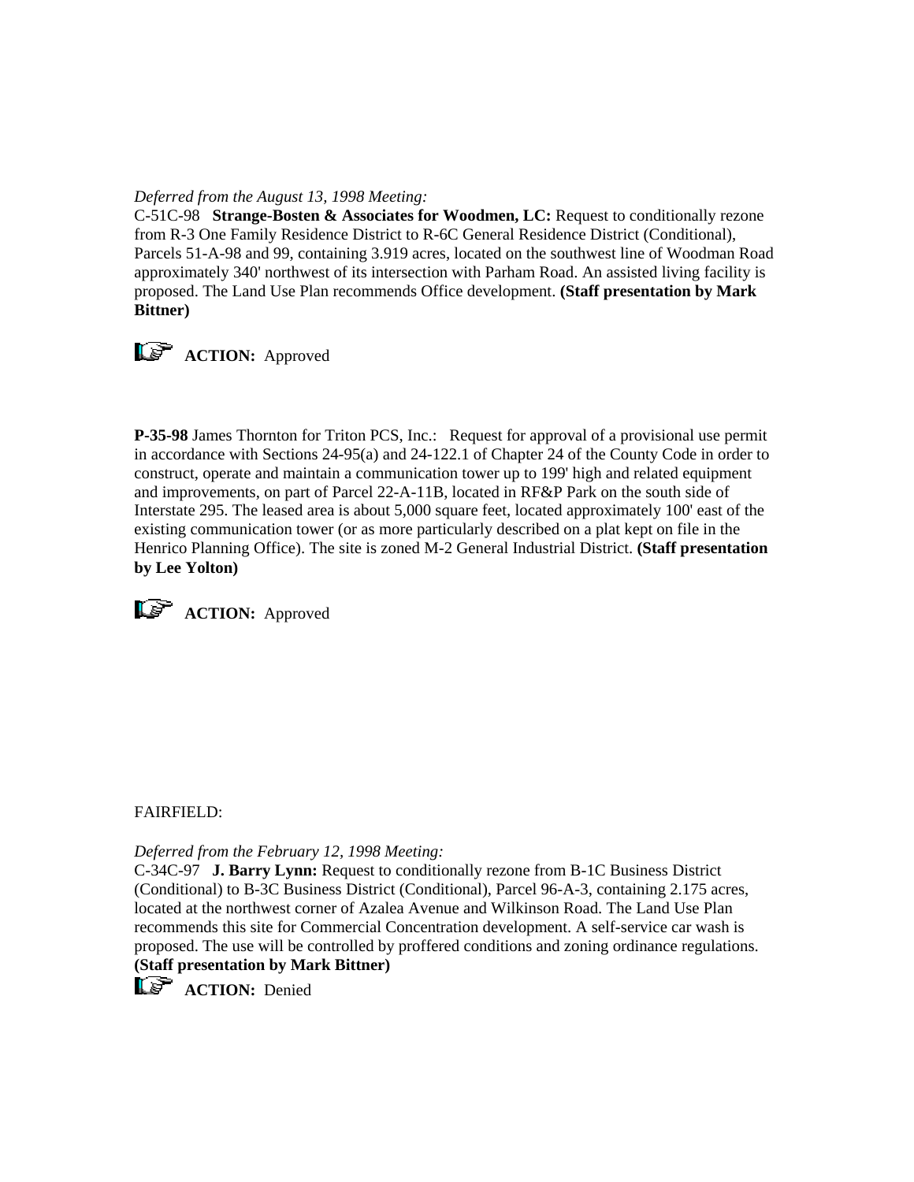*Deferred from the August 13, 1998 Meeting:*
C-51C-98 **Strange-Bosten & Associates for Woodmen, LC:** Request to conditionally rezone from R-3 One Family Residence District to R-6C General Residence District (Conditional), Parcels 51-A-98 and 99, containing 3.919 acres, located on the southwest line of Woodman Road approximately 340' northwest of its intersection with Parham Road. An assisted living facility is proposed. The Land Use Plan recommends Office development. **(Staff presentation by Mark Bittner)**

**ACTION:** Approved

**P-35-98** James Thornton for Triton PCS, Inc.: Request for approval of a provisional use permit in accordance with Sections 24-95(a) and 24-122.1 of Chapter 24 of the County Code in order to construct, operate and maintain a communication tower up to 199' high and related equipment and improvements, on part of Parcel 22-A-11B, located in RF&P Park on the south side of Interstate 295. The leased area is about 5,000 square feet, located approximately 100' east of the existing communication tower (or as more particularly described on a plat kept on file in the Henrico Planning Office). The site is zoned M-2 General Industrial District. **(Staff presentation by Lee Yolton)**

**ACTION:** Approved

FAIRFIELD:

*Deferred from the February 12, 1998 Meeting:*
C-34C-97 **J. Barry Lynn:** Request to conditionally rezone from B-1C Business District (Conditional) to B-3C Business District (Conditional), Parcel 96-A-3, containing 2.175 acres, located at the northwest corner of Azalea Avenue and Wilkinson Road. The Land Use Plan recommends this site for Commercial Concentration development. A self-service car wash is proposed. The use will be controlled by proffered conditions and zoning ordinance regulations. **(Staff presentation by Mark Bittner)**

**ACTION:** Denied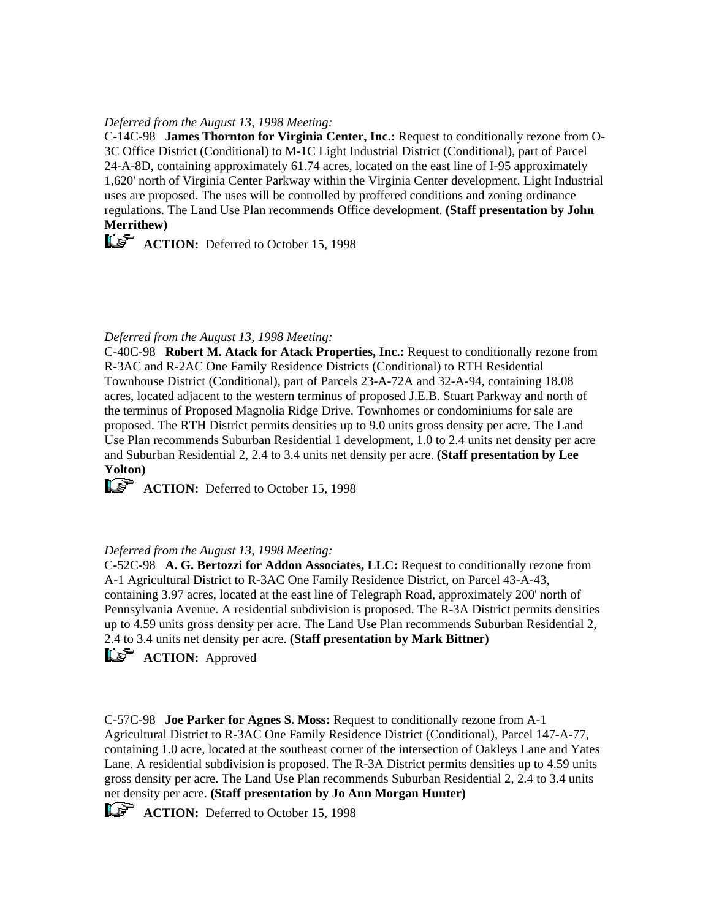*Deferred from the August 13, 1998 Meeting:*

C-14C-98 **James Thornton for Virginia Center, Inc.:** Request to conditionally rezone from O-3C Office District (Conditional) to M-1C Light Industrial District (Conditional), part of Parcel 24-A-8D, containing approximately 61.74 acres, located on the east line of I-95 approximately 1,620' north of Virginia Center Parkway within the Virginia Center development. Light Industrial uses are proposed. The uses will be controlled by proffered conditions and zoning ordinance regulations. The Land Use Plan recommends Office development. **(Staff presentation by John Merrithew)**

☞ **ACTION:** Deferred to October 15, 1998

*Deferred from the August 13, 1998 Meeting:*

C-40C-98 **Robert M. Atack for Atack Properties, Inc.:** Request to conditionally rezone from R-3AC and R-2AC One Family Residence Districts (Conditional) to RTH Residential Townhouse District (Conditional), part of Parcels 23-A-72A and 32-A-94, containing 18.08 acres, located adjacent to the western terminus of proposed J.E.B. Stuart Parkway and north of the terminus of Proposed Magnolia Ridge Drive. Townhomes or condominiums for sale are proposed. The RTH District permits densities up to 9.0 units gross density per acre. The Land Use Plan recommends Suburban Residential 1 development, 1.0 to 2.4 units net density per acre and Suburban Residential 2, 2.4 to 3.4 units net density per acre. **(Staff presentation by Lee Yolton)**

☞ **ACTION:** Deferred to October 15, 1998

*Deferred from the August 13, 1998 Meeting:*

C-52C-98 **A. G. Bertozzi for Addon Associates, LLC:** Request to conditionally rezone from A-1 Agricultural District to R-3AC One Family Residence District, on Parcel 43-A-43, containing 3.97 acres, located at the east line of Telegraph Road, approximately 200' north of Pennsylvania Avenue. A residential subdivision is proposed. The R-3A District permits densities up to 4.59 units gross density per acre. The Land Use Plan recommends Suburban Residential 2, 2.4 to 3.4 units net density per acre. **(Staff presentation by Mark Bittner)**

☞ **ACTION:** Approved

C-57C-98 **Joe Parker for Agnes S. Moss:** Request to conditionally rezone from A-1 Agricultural District to R-3AC One Family Residence District (Conditional), Parcel 147-A-77, containing 1.0 acre, located at the southeast corner of the intersection of Oakleys Lane and Yates Lane. A residential subdivision is proposed. The R-3A District permits densities up to 4.59 units gross density per acre. The Land Use Plan recommends Suburban Residential 2, 2.4 to 3.4 units net density per acre. **(Staff presentation by Jo Ann Morgan Hunter)**

☞ **ACTION:** Deferred to October 15, 1998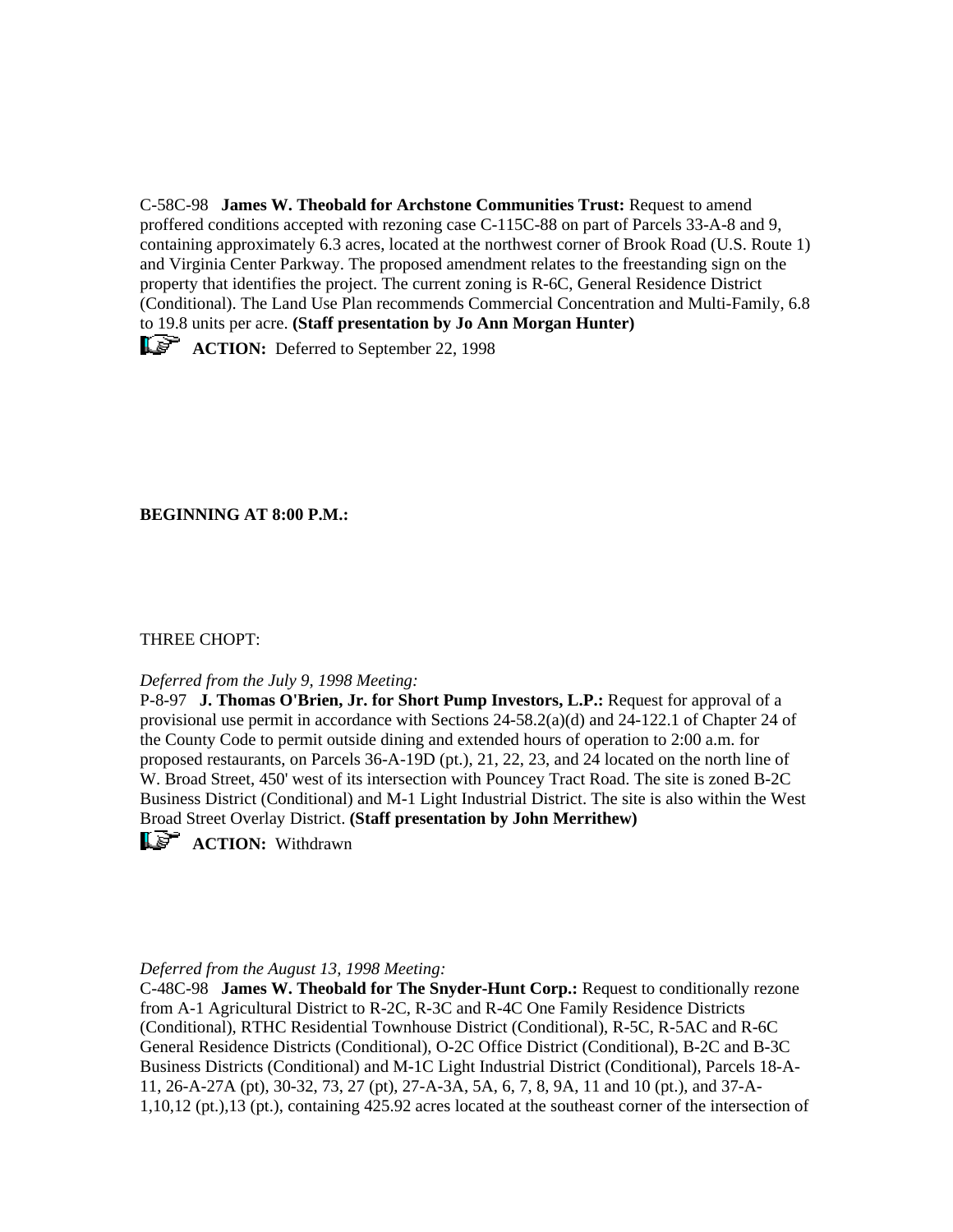C-58C-98 **James W. Theobald for Archstone Communities Trust:** Request to amend proffered conditions accepted with rezoning case C-115C-88 on part of Parcels 33-A-8 and 9, containing approximately 6.3 acres, located at the northwest corner of Brook Road (U.S. Route 1) and Virginia Center Parkway. The proposed amendment relates to the freestanding sign on the property that identifies the project. The current zoning is R-6C, General Residence District (Conditional). The Land Use Plan recommends Commercial Concentration and Multi-Family, 6.8 to 19.8 units per acre. **(Staff presentation by Jo Ann Morgan Hunter)**

**ACTION:** Deferred to September 22, 1998

**BEGINNING AT 8:00 P.M.:**

THREE CHOPT:

*Deferred from the July 9, 1998 Meeting:*
P-8-97 **J. Thomas O'Brien, Jr. for Short Pump Investors, L.P.:** Request for approval of a provisional use permit in accordance with Sections 24-58.2(a)(d) and 24-122.1 of Chapter 24 of the County Code to permit outside dining and extended hours of operation to 2:00 a.m. for proposed restaurants, on Parcels 36-A-19D (pt.), 21, 22, 23, and 24 located on the north line of W. Broad Street, 450' west of its intersection with Pouncey Tract Road. The site is zoned B-2C Business District (Conditional) and M-1 Light Industrial District. The site is also within the West Broad Street Overlay District. **(Staff presentation by John Merrithew)**

**ACTION:** Withdrawn

*Deferred from the August 13, 1998 Meeting:*
C-48C-98 **James W. Theobald for The Snyder-Hunt Corp.:** Request to conditionally rezone from A-1 Agricultural District to R-2C, R-3C and R-4C One Family Residence Districts (Conditional), RTHC Residential Townhouse District (Conditional), R-5C, R-5AC and R-6C General Residence Districts (Conditional), O-2C Office District (Conditional), B-2C and B-3C Business Districts (Conditional) and M-1C Light Industrial District (Conditional), Parcels 18-A-11, 26-A-27A (pt), 30-32, 73, 27 (pt), 27-A-3A, 5A, 6, 7, 8, 9A, 11 and 10 (pt.), and 37-A-1,10,12 (pt.),13 (pt.), containing 425.92 acres located at the southeast corner of the intersection of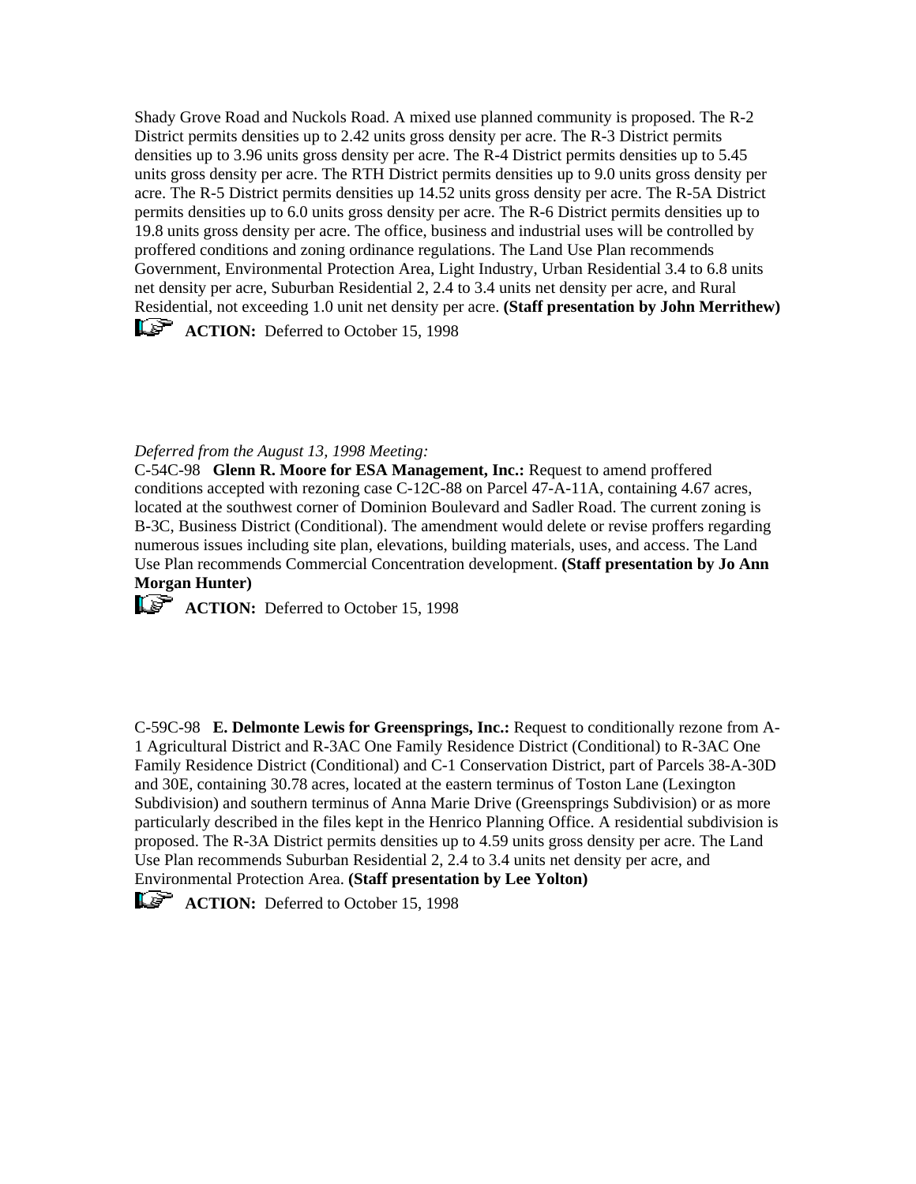Shady Grove Road and Nuckols Road. A mixed use planned community is proposed. The R-2 District permits densities up to 2.42 units gross density per acre. The R-3 District permits densities up to 3.96 units gross density per acre. The R-4 District permits densities up to 5.45 units gross density per acre. The RTH District permits densities up to 9.0 units gross density per acre. The R-5 District permits densities up 14.52 units gross density per acre. The R-5A District permits densities up to 6.0 units gross density per acre. The R-6 District permits densities up to 19.8 units gross density per acre. The office, business and industrial uses will be controlled by proffered conditions and zoning ordinance regulations. The Land Use Plan recommends Government, Environmental Protection Area, Light Industry, Urban Residential 3.4 to 6.8 units net density per acre, Suburban Residential 2, 2.4 to 3.4 units net density per acre, and Rural Residential, not exceeding 1.0 unit net density per acre. **(Staff presentation by John Merrithew)**

☞ **ACTION:** Deferred to October 15, 1998

*Deferred from the August 13, 1998 Meeting:*

C-54C-98 **Glenn R. Moore for ESA Management, Inc.:** Request to amend proffered conditions accepted with rezoning case C-12C-88 on Parcel 47-A-11A, containing 4.67 acres, located at the southwest corner of Dominion Boulevard and Sadler Road. The current zoning is B-3C, Business District (Conditional). The amendment would delete or revise proffers regarding numerous issues including site plan, elevations, building materials, uses, and access. The Land Use Plan recommends Commercial Concentration development. **(Staff presentation by Jo Ann Morgan Hunter)**

☞ **ACTION:** Deferred to October 15, 1998

C-59C-98 **E. Delmonte Lewis for Greensprings, Inc.:** Request to conditionally rezone from A-1 Agricultural District and R-3AC One Family Residence District (Conditional) to R-3AC One Family Residence District (Conditional) and C-1 Conservation District, part of Parcels 38-A-30D and 30E, containing 30.78 acres, located at the eastern terminus of Toston Lane (Lexington Subdivision) and southern terminus of Anna Marie Drive (Greensprings Subdivision) or as more particularly described in the files kept in the Henrico Planning Office. A residential subdivision is proposed. The R-3A District permits densities up to 4.59 units gross density per acre. The Land Use Plan recommends Suburban Residential 2, 2.4 to 3.4 units net density per acre, and Environmental Protection Area. **(Staff presentation by Lee Yolton)**

☞ **ACTION:** Deferred to October 15, 1998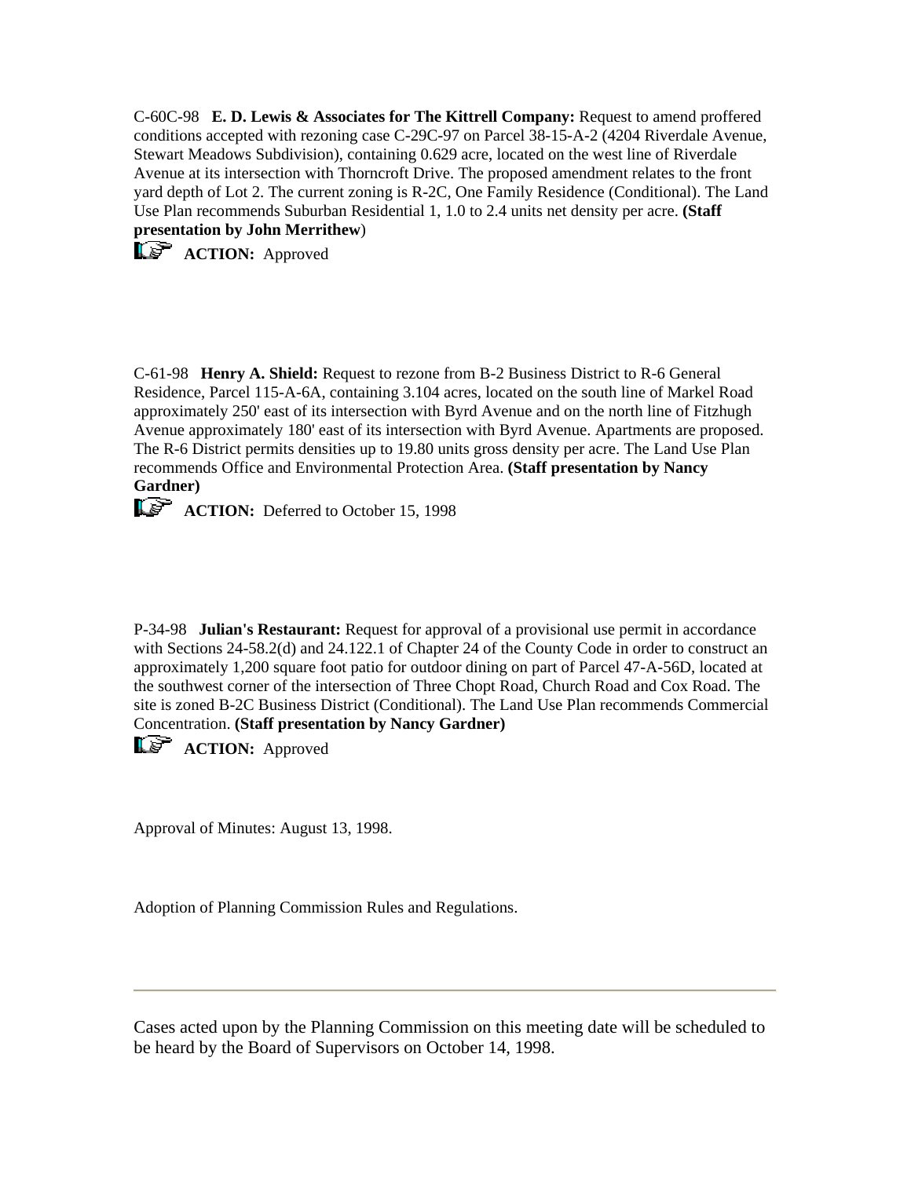C-60C-98 **E. D. Lewis & Associates for The Kittrell Company:** Request to amend proffered conditions accepted with rezoning case C-29C-97 on Parcel 38-15-A-2 (4204 Riverdale Avenue, Stewart Meadows Subdivision), containing 0.629 acre, located on the west line of Riverdale Avenue at its intersection with Thorncroft Drive. The proposed amendment relates to the front yard depth of Lot 2. The current zoning is R-2C, One Family Residence (Conditional). The Land Use Plan recommends Suburban Residential 1, 1.0 to 2.4 units net density per acre. **(Staff presentation by John Merrithew**)

**ACTION:** Approved

C-61-98 **Henry A. Shield:** Request to rezone from B-2 Business District to R-6 General Residence, Parcel 115-A-6A, containing 3.104 acres, located on the south line of Markel Road approximately 250' east of its intersection with Byrd Avenue and on the north line of Fitzhugh Avenue approximately 180' east of its intersection with Byrd Avenue. Apartments are proposed. The R-6 District permits densities up to 19.80 units gross density per acre. The Land Use Plan recommends Office and Environmental Protection Area. **(Staff presentation by Nancy Gardner)**

**ACTION:** Deferred to October 15, 1998

P-34-98 **Julian's Restaurant:** Request for approval of a provisional use permit in accordance with Sections 24-58.2(d) and 24.122.1 of Chapter 24 of the County Code in order to construct an approximately 1,200 square foot patio for outdoor dining on part of Parcel 47-A-56D, located at the southwest corner of the intersection of Three Chopt Road, Church Road and Cox Road. The site is zoned B-2C Business District (Conditional). The Land Use Plan recommends Commercial Concentration. **(Staff presentation by Nancy Gardner)**

**ACTION:** Approved

Approval of Minutes: August 13, 1998.

Adoption of Planning Commission Rules and Regulations.

---

Cases acted upon by the Planning Commission on this meeting date will be scheduled to be heard by the Board of Supervisors on October 14, 1998.